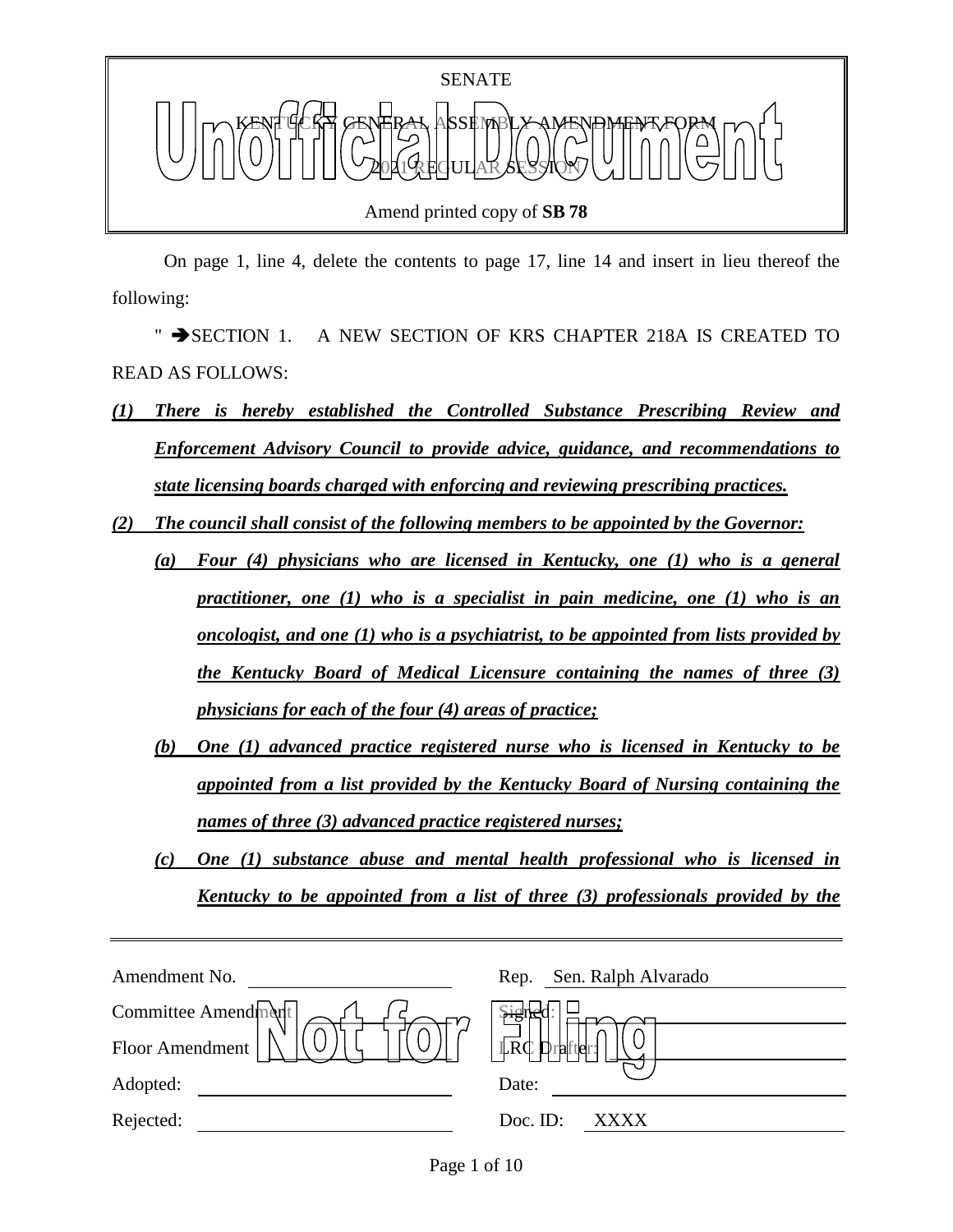SENATE

KENTUCKY GENERAL ASSEMBLY AMENDMENT FORM

2021 REGULAR SESSION

Amend printed copy of **SB 78**

On page 1, line 4, delete the contents to page 17, line 14 and insert in lieu thereof the following:

" ➔SECTION 1. A NEW SECTION OF KRS CHAPTER 218A IS CREATED TO READ AS FOLLOWS:

***(1) There is hereby established the Controlled Substance Prescribing Review and Enforcement Advisory Council to provide advice, guidance, and recommendations to state licensing boards charged with enforcing and reviewing prescribing practices.***

***(2) The council shall consist of the following members to be appointed by the Governor:***

***(a) Four (4) physicians who are licensed in Kentucky, one (1) who is a general practitioner, one (1) who is a specialist in pain medicine, one (1) who is an oncologist, and one (1) who is a psychiatrist, to be appointed from lists provided by the Kentucky Board of Medical Licensure containing the names of three (3) physicians for each of the four (4) areas of practice;***

***(b) One (1) advanced practice registered nurse who is licensed in Kentucky to be appointed from a list provided by the Kentucky Board of Nursing containing the names of three (3) advanced practice registered nurses;***

***(c) One (1) substance abuse and mental health professional who is licensed in Kentucky to be appointed from a list of three (3) professionals provided by the***

| | | | |
|---|---|---|---|
| Amendment No. | | Rep. | Sen. Ralph Alvarado |
| Committee Amendment | | Signed: | |
| Floor Amendment | | LRC Drafter: | |
| Adopted: | | Date: | |
| Rejected: | | Doc. ID: | XXXX |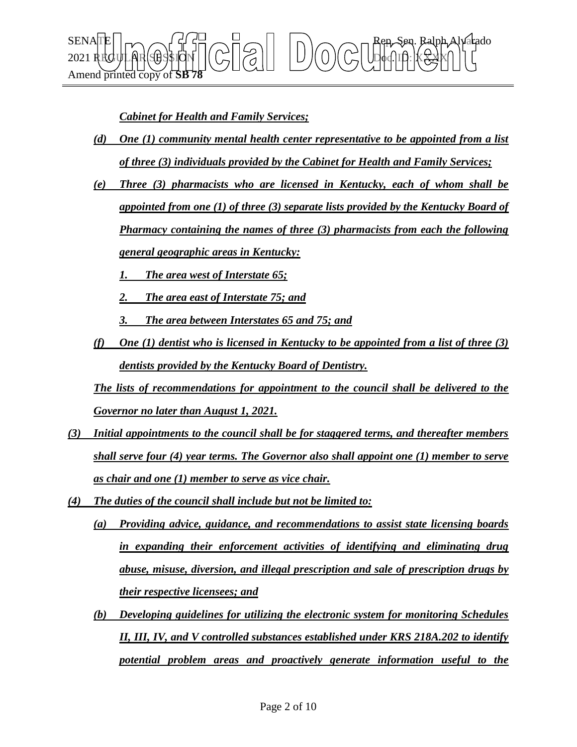*Cabinet for Health and Family Services;*

(d) *One (1) community mental health center representative to be appointed from a list of three (3) individuals provided by the Cabinet for Health and Family Services;*

(e) *Three (3) pharmacists who are licensed in Kentucky, each of whom shall be appointed from one (1) of three (3) separate lists provided by the Kentucky Board of Pharmacy containing the names of three (3) pharmacists from each the following general geographic areas in Kentucky:*

1. *The area west of Interstate 65;*
2. *The area east of Interstate 75; and*
3. *The area between Interstates 65 and 75; and*

(f) *One (1) dentist who is licensed in Kentucky to be appointed from a list of three (3) dentists provided by the Kentucky Board of Dentistry.*

*The lists of recommendations for appointment to the council shall be delivered to the Governor no later than August 1, 2021.*

(3) *Initial appointments to the council shall be for staggered terms, and thereafter members shall serve four (4) year terms. The Governor also shall appoint one (1) member to serve as chair and one (1) member to serve as vice chair.*

(4) *The duties of the council shall include but not be limited to:*

(a) *Providing advice, guidance, and recommendations to assist state licensing boards in expanding their enforcement activities of identifying and eliminating drug abuse, misuse, diversion, and illegal prescription and sale of prescription drugs by their respective licensees; and*

(b) *Developing guidelines for utilizing the electronic system for monitoring Schedules II, III, IV, and V controlled substances established under KRS 218A.202 to identify potential problem areas and proactively generate information useful to the*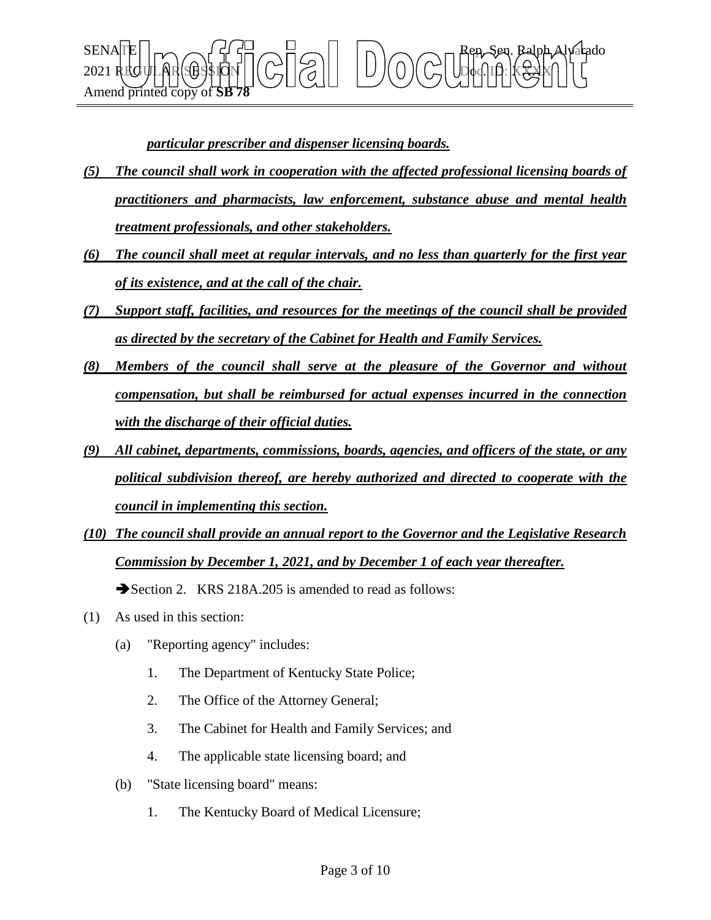***particular prescriber and dispenser licensing boards.***

***(5) The council shall work in cooperation with the affected professional licensing boards of practitioners and pharmacists, law enforcement, substance abuse and mental health treatment professionals, and other stakeholders.***

***(6) The council shall meet at regular intervals, and no less than quarterly for the first year of its existence, and at the call of the chair.***

***(7) Support staff, facilities, and resources for the meetings of the council shall be provided as directed by the secretary of the Cabinet for Health and Family Services.***

***(8) Members of the council shall serve at the pleasure of the Governor and without compensation, but shall be reimbursed for actual expenses incurred in the connection with the discharge of their official duties.***

***(9) All cabinet, departments, commissions, boards, agencies, and officers of the state, or any political subdivision thereof, are hereby authorized and directed to cooperate with the council in implementing this section.***

***(10) The council shall provide an annual report to the Governor and the Legislative Research Commission by December 1, 2021, and by December 1 of each year thereafter.***

➔Section 2. KRS 218A.205 is amended to read as follows:

(1) As used in this section:

(a) "Reporting agency" includes:

1. The Department of Kentucky State Police;
2. The Office of the Attorney General;
3. The Cabinet for Health and Family Services; and
4. The applicable state licensing board; and

(b) "State licensing board" means:

1. The Kentucky Board of Medical Licensure;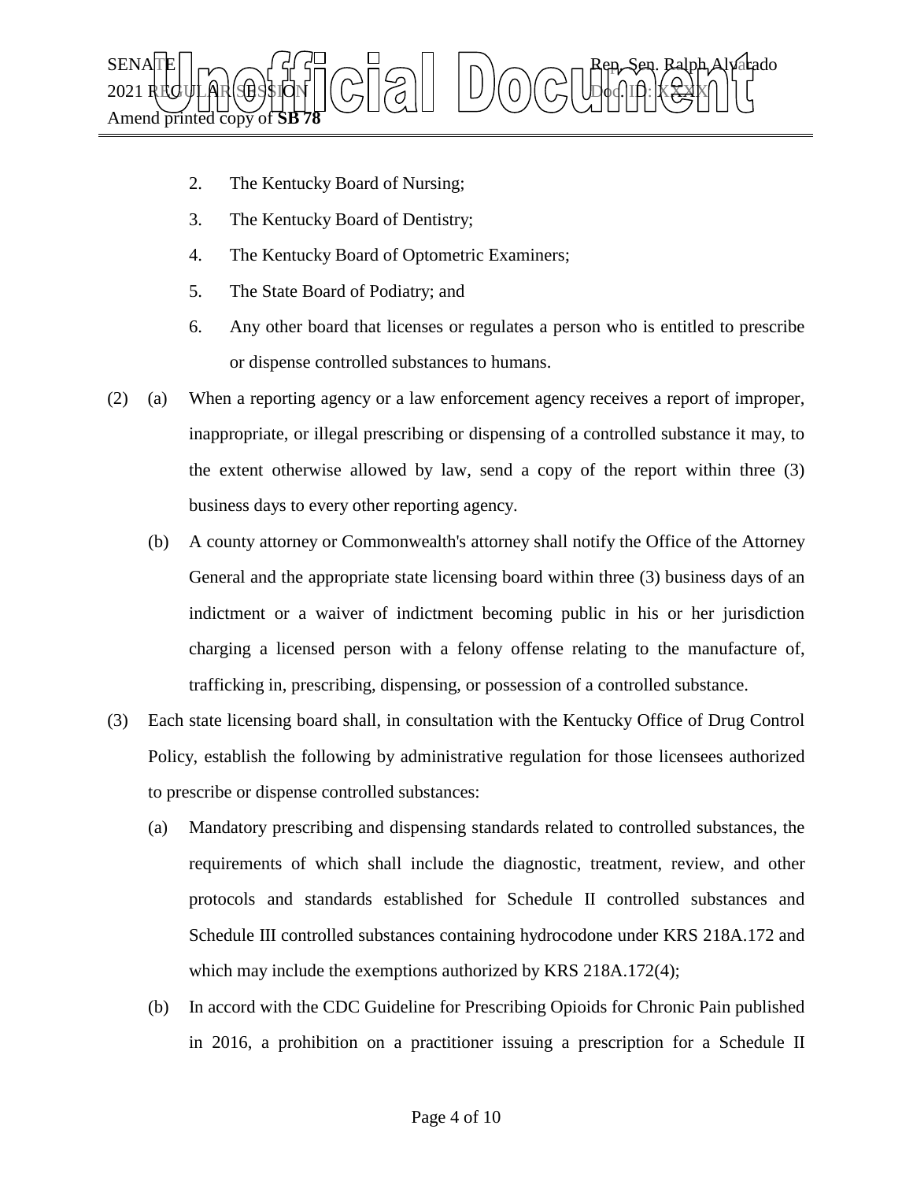2. The Kentucky Board of Nursing;

3. The Kentucky Board of Dentistry;

4. The Kentucky Board of Optometric Examiners;

5. The State Board of Podiatry; and

6. Any other board that licenses or regulates a person who is entitled to prescribe or dispense controlled substances to humans.

(2) (a) When a reporting agency or a law enforcement agency receives a report of improper, inappropriate, or illegal prescribing or dispensing of a controlled substance it may, to the extent otherwise allowed by law, send a copy of the report within three (3) business days to every other reporting agency.

(b) A county attorney or Commonwealth's attorney shall notify the Office of the Attorney General and the appropriate state licensing board within three (3) business days of an indictment or a waiver of indictment becoming public in his or her jurisdiction charging a licensed person with a felony offense relating to the manufacture of, trafficking in, prescribing, dispensing, or possession of a controlled substance.

(3) Each state licensing board shall, in consultation with the Kentucky Office of Drug Control Policy, establish the following by administrative regulation for those licensees authorized to prescribe or dispense controlled substances:

(a) Mandatory prescribing and dispensing standards related to controlled substances, the requirements of which shall include the diagnostic, treatment, review, and other protocols and standards established for Schedule II controlled substances and Schedule III controlled substances containing hydrocodone under KRS 218A.172 and which may include the exemptions authorized by KRS 218A.172(4);

(b) In accord with the CDC Guideline for Prescribing Opioids for Chronic Pain published in 2016, a prohibition on a practitioner issuing a prescription for a Schedule II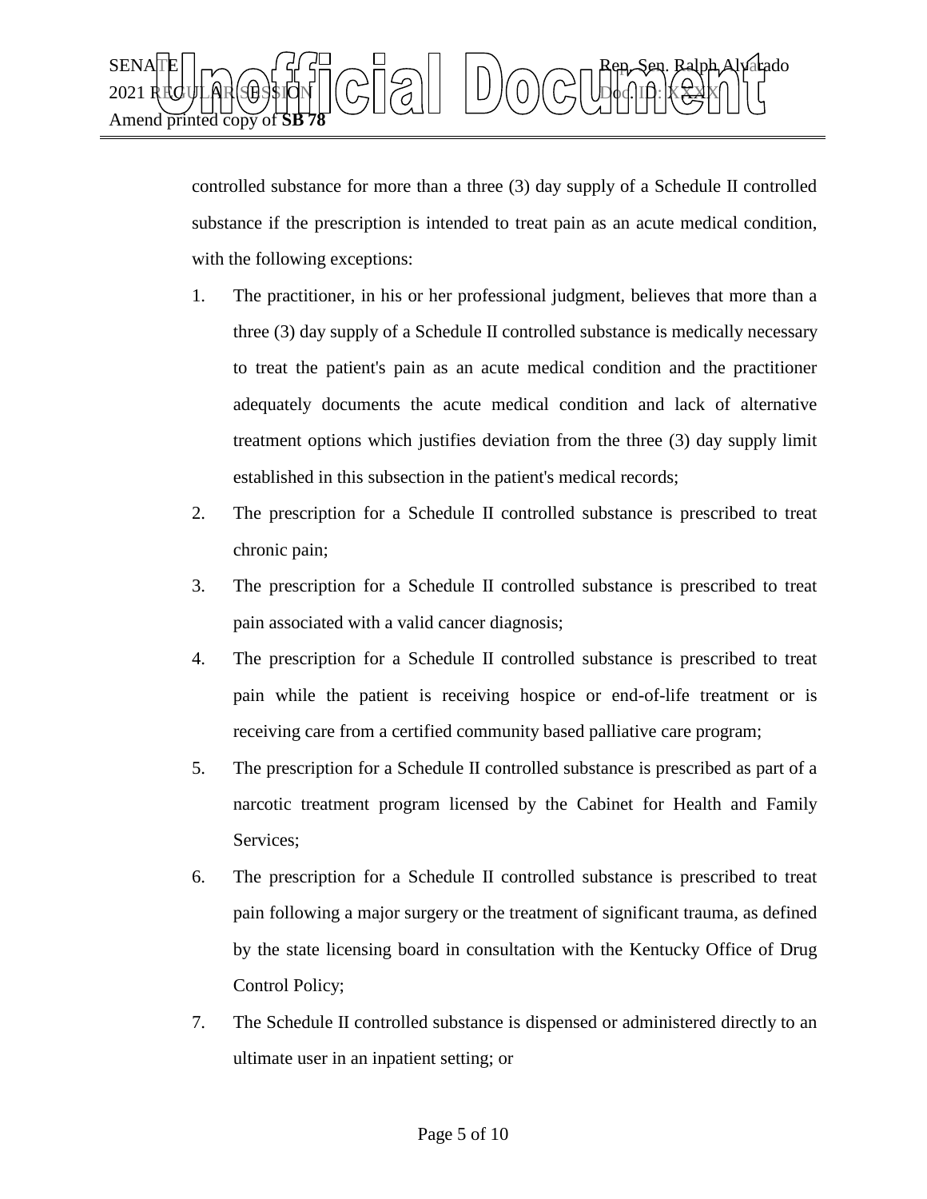controlled substance for more than a three (3) day supply of a Schedule II controlled substance if the prescription is intended to treat pain as an acute medical condition, with the following exceptions:

1. The practitioner, in his or her professional judgment, believes that more than a three (3) day supply of a Schedule II controlled substance is medically necessary to treat the patient's pain as an acute medical condition and the practitioner adequately documents the acute medical condition and lack of alternative treatment options which justifies deviation from the three (3) day supply limit established in this subsection in the patient's medical records;
2. The prescription for a Schedule II controlled substance is prescribed to treat chronic pain;
3. The prescription for a Schedule II controlled substance is prescribed to treat pain associated with a valid cancer diagnosis;
4. The prescription for a Schedule II controlled substance is prescribed to treat pain while the patient is receiving hospice or end-of-life treatment or is receiving care from a certified community based palliative care program;
5. The prescription for a Schedule II controlled substance is prescribed as part of a narcotic treatment program licensed by the Cabinet for Health and Family Services;
6. The prescription for a Schedule II controlled substance is prescribed to treat pain following a major surgery or the treatment of significant trauma, as defined by the state licensing board in consultation with the Kentucky Office of Drug Control Policy;
7. The Schedule II controlled substance is dispensed or administered directly to an ultimate user in an inpatient setting; or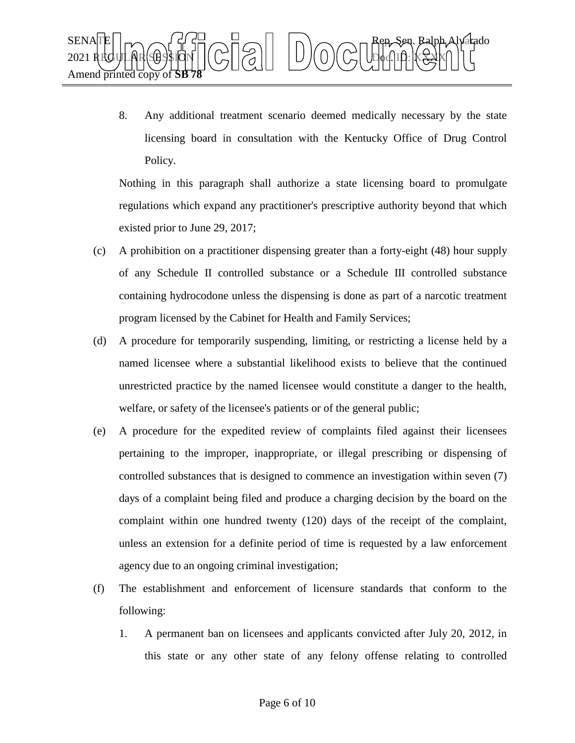8. Any additional treatment scenario deemed medically necessary by the state licensing board in consultation with the Kentucky Office of Drug Control Policy.

Nothing in this paragraph shall authorize a state licensing board to promulgate regulations which expand any practitioner's prescriptive authority beyond that which existed prior to June 29, 2017;

(c) A prohibition on a practitioner dispensing greater than a forty-eight (48) hour supply of any Schedule II controlled substance or a Schedule III controlled substance containing hydrocodone unless the dispensing is done as part of a narcotic treatment program licensed by the Cabinet for Health and Family Services;

(d) A procedure for temporarily suspending, limiting, or restricting a license held by a named licensee where a substantial likelihood exists to believe that the continued unrestricted practice by the named licensee would constitute a danger to the health, welfare, or safety of the licensee's patients or of the general public;

(e) A procedure for the expedited review of complaints filed against their licensees pertaining to the improper, inappropriate, or illegal prescribing or dispensing of controlled substances that is designed to commence an investigation within seven (7) days of a complaint being filed and produce a charging decision by the board on the complaint within one hundred twenty (120) days of the receipt of the complaint, unless an extension for a definite period of time is requested by a law enforcement agency due to an ongoing criminal investigation;

(f) The establishment and enforcement of licensure standards that conform to the following:

1. A permanent ban on licensees and applicants convicted after July 20, 2012, in this state or any other state of any felony offense relating to controlled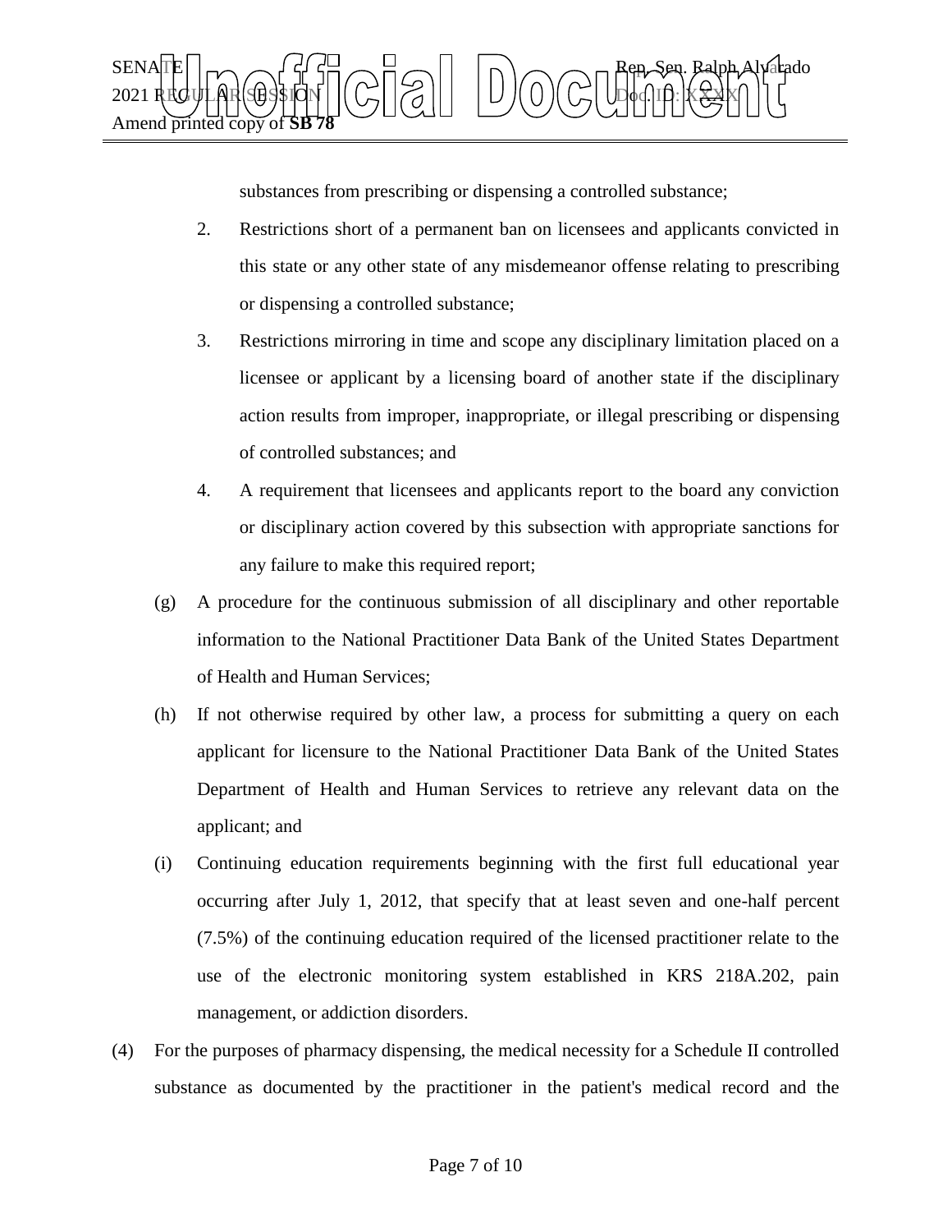substances from prescribing or dispensing a controlled substance;

2. Restrictions short of a permanent ban on licensees and applicants convicted in this state or any other state of any misdemeanor offense relating to prescribing or dispensing a controlled substance;

3. Restrictions mirroring in time and scope any disciplinary limitation placed on a licensee or applicant by a licensing board of another state if the disciplinary action results from improper, inappropriate, or illegal prescribing or dispensing of controlled substances; and

4. A requirement that licensees and applicants report to the board any conviction or disciplinary action covered by this subsection with appropriate sanctions for any failure to make this required report;

(g) A procedure for the continuous submission of all disciplinary and other reportable information to the National Practitioner Data Bank of the United States Department of Health and Human Services;

(h) If not otherwise required by other law, a process for submitting a query on each applicant for licensure to the National Practitioner Data Bank of the United States Department of Health and Human Services to retrieve any relevant data on the applicant; and

(i) Continuing education requirements beginning with the first full educational year occurring after July 1, 2012, that specify that at least seven and one-half percent (7.5%) of the continuing education required of the licensed practitioner relate to the use of the electronic monitoring system established in KRS 218A.202, pain management, or addiction disorders.

(4) For the purposes of pharmacy dispensing, the medical necessity for a Schedule II controlled substance as documented by the practitioner in the patient's medical record and the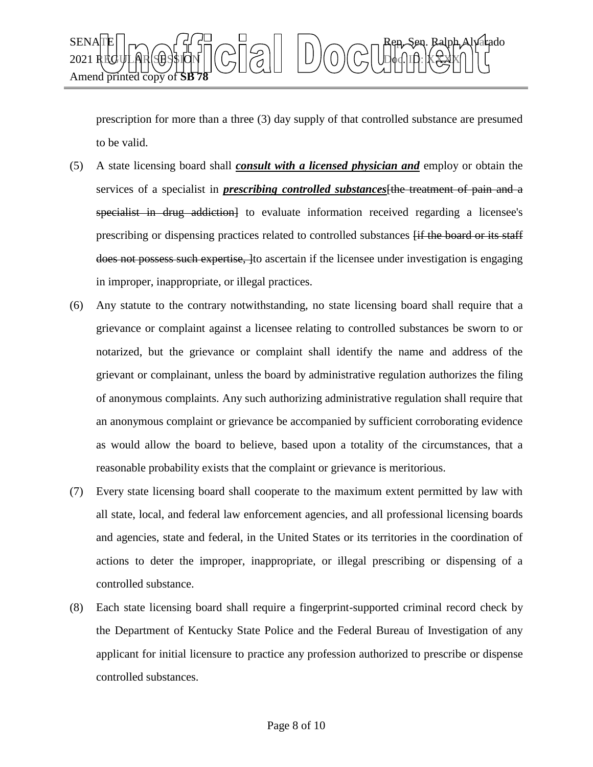prescription for more than a three (3) day supply of that controlled substance are presumed to be valid.

(5) A state licensing board shall ***consult with a licensed physician and*** employ or obtain the services of a specialist in ***prescribing controlled substances***~~[the treatment of pain and a specialist in drug addiction]~~ to evaluate information received regarding a licensee's prescribing or dispensing practices related to controlled substances ~~[if the board or its staff does not possess such expertise, ]~~to ascertain if the licensee under investigation is engaging in improper, inappropriate, or illegal practices.

(6) Any statute to the contrary notwithstanding, no state licensing board shall require that a grievance or complaint against a licensee relating to controlled substances be sworn to or notarized, but the grievance or complaint shall identify the name and address of the grievant or complainant, unless the board by administrative regulation authorizes the filing of anonymous complaints. Any such authorizing administrative regulation shall require that an anonymous complaint or grievance be accompanied by sufficient corroborating evidence as would allow the board to believe, based upon a totality of the circumstances, that a reasonable probability exists that the complaint or grievance is meritorious.

(7) Every state licensing board shall cooperate to the maximum extent permitted by law with all state, local, and federal law enforcement agencies, and all professional licensing boards and agencies, state and federal, in the United States or its territories in the coordination of actions to deter the improper, inappropriate, or illegal prescribing or dispensing of a controlled substance.

(8) Each state licensing board shall require a fingerprint-supported criminal record check by the Department of Kentucky State Police and the Federal Bureau of Investigation of any applicant for initial licensure to practice any profession authorized to prescribe or dispense controlled substances.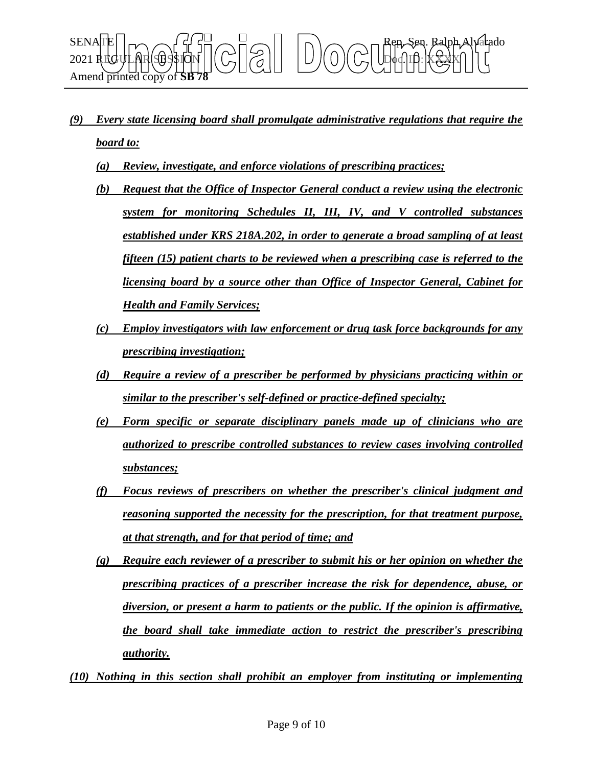*__(9) Every state licensing board shall promulgate administrative regulations that require the board to:__*

*__(a) Review, investigate, and enforce violations of prescribing practices;__*

*__(b) Request that the Office of Inspector General conduct a review using the electronic system for monitoring Schedules II, III, IV, and V controlled substances established under KRS 218A.202, in order to generate a broad sampling of at least fifteen (15) patient charts to be reviewed when a prescribing case is referred to the licensing board by a source other than Office of Inspector General, Cabinet for Health and Family Services;__*

*__(c) Employ investigators with law enforcement or drug task force backgrounds for any prescribing investigation;__*

*__(d) Require a review of a prescriber be performed by physicians practicing within or similar to the prescriber's self-defined or practice-defined specialty;__*

*__(e) Form specific or separate disciplinary panels made up of clinicians who are authorized to prescribe controlled substances to review cases involving controlled substances;__*

*__(f) Focus reviews of prescribers on whether the prescriber's clinical judgment and reasoning supported the necessity for the prescription, for that treatment purpose, at that strength, and for that period of time; and__*

*__(g) Require each reviewer of a prescriber to submit his or her opinion on whether the prescribing practices of a prescriber increase the risk for dependence, abuse, or diversion, or present a harm to patients or the public. If the opinion is affirmative, the board shall take immediate action to restrict the prescriber's prescribing authority.__*

*__(10) Nothing in this section shall prohibit an employer from instituting or implementing__*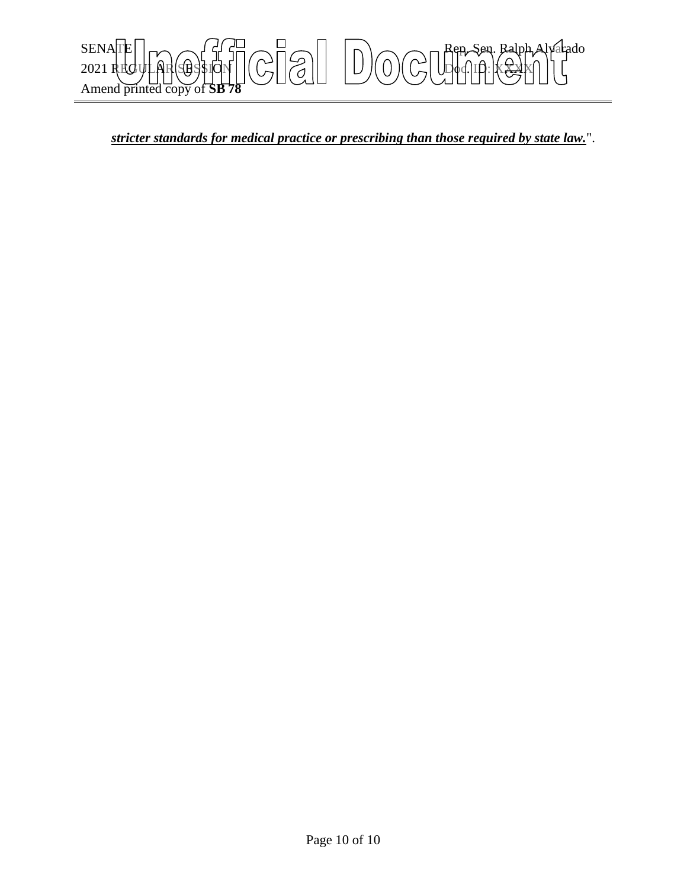***stricter standards for medical practice or prescribing than those required by state law.***".